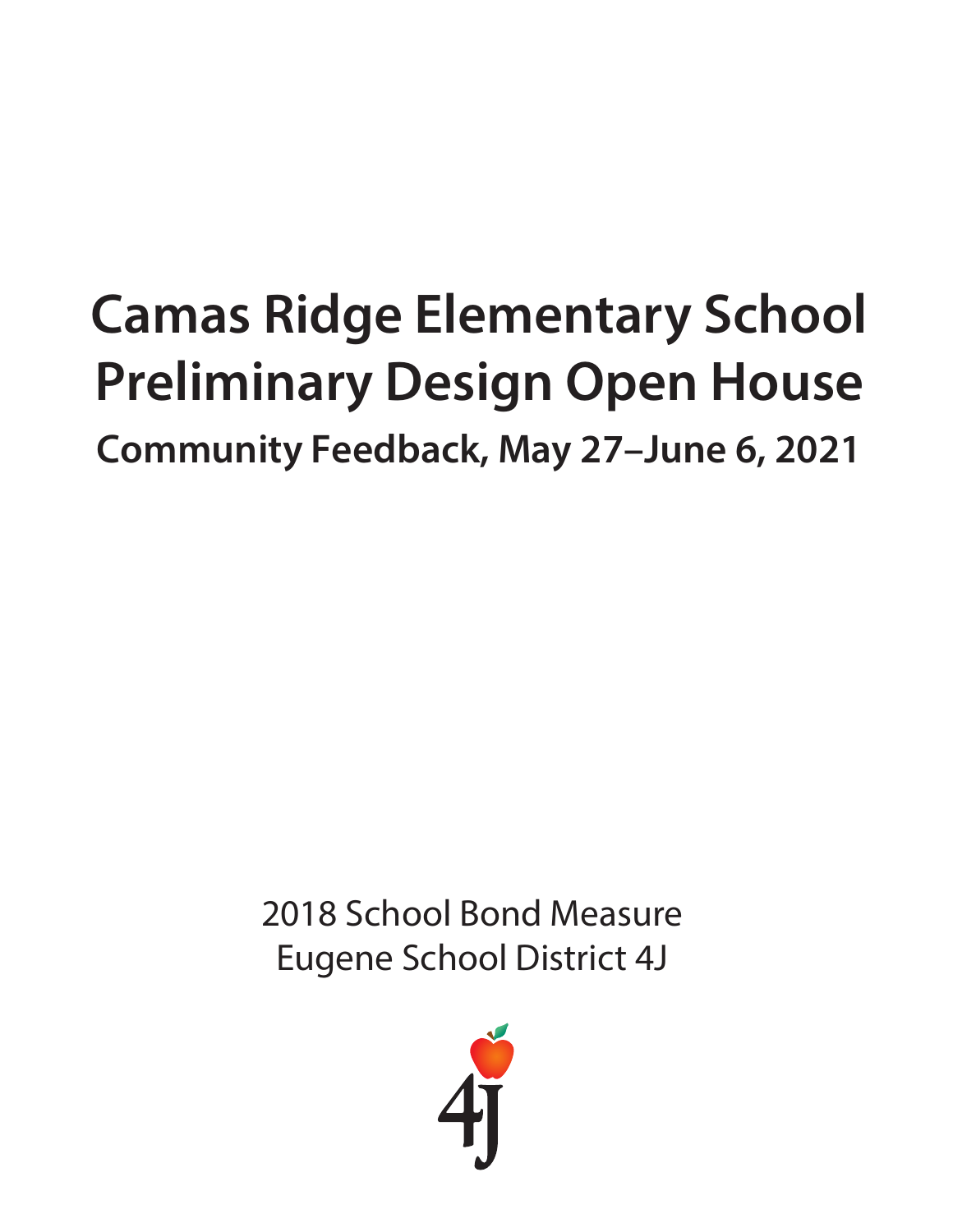# Camas Ridge Elementary School Preliminary Design Open House

## Community Feedback, May 27–June 6, 2021

2018 School Bond Measure
Eugene School District 4J

4J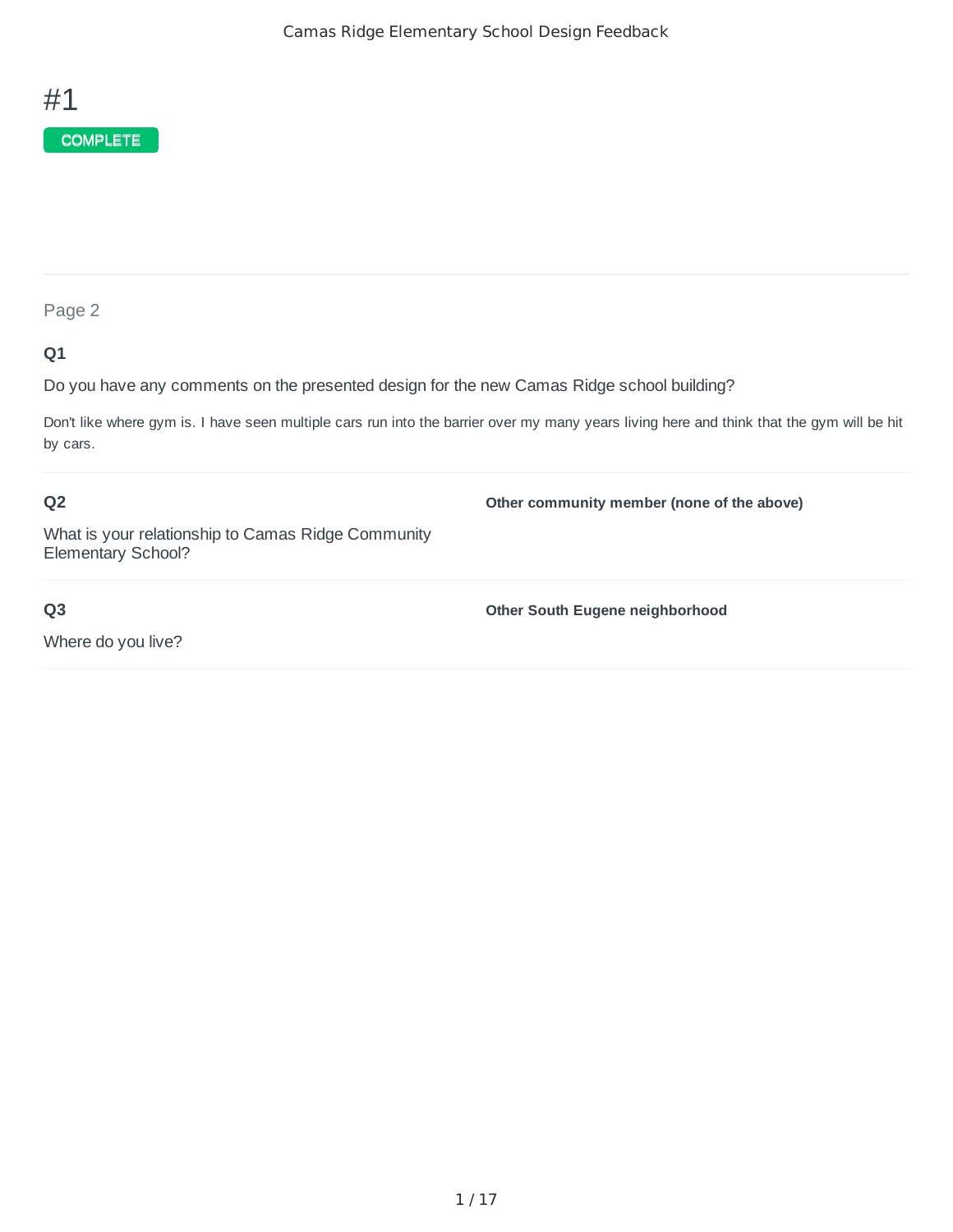# #1

COMPLETE

Page 2

**Q1**

Do you have any comments on the presented design for the new Camas Ridge school building?

Don't like where gym is. I have seen multiple cars run into the barrier over my many years living here and think that the gym will be hit by cars.

**Q2**

What is your relationship to Camas Ridge Community Elementary School?

**Other community member (none of the above)**

**Q3**

Where do you live?

**Other South Eugene neighborhood**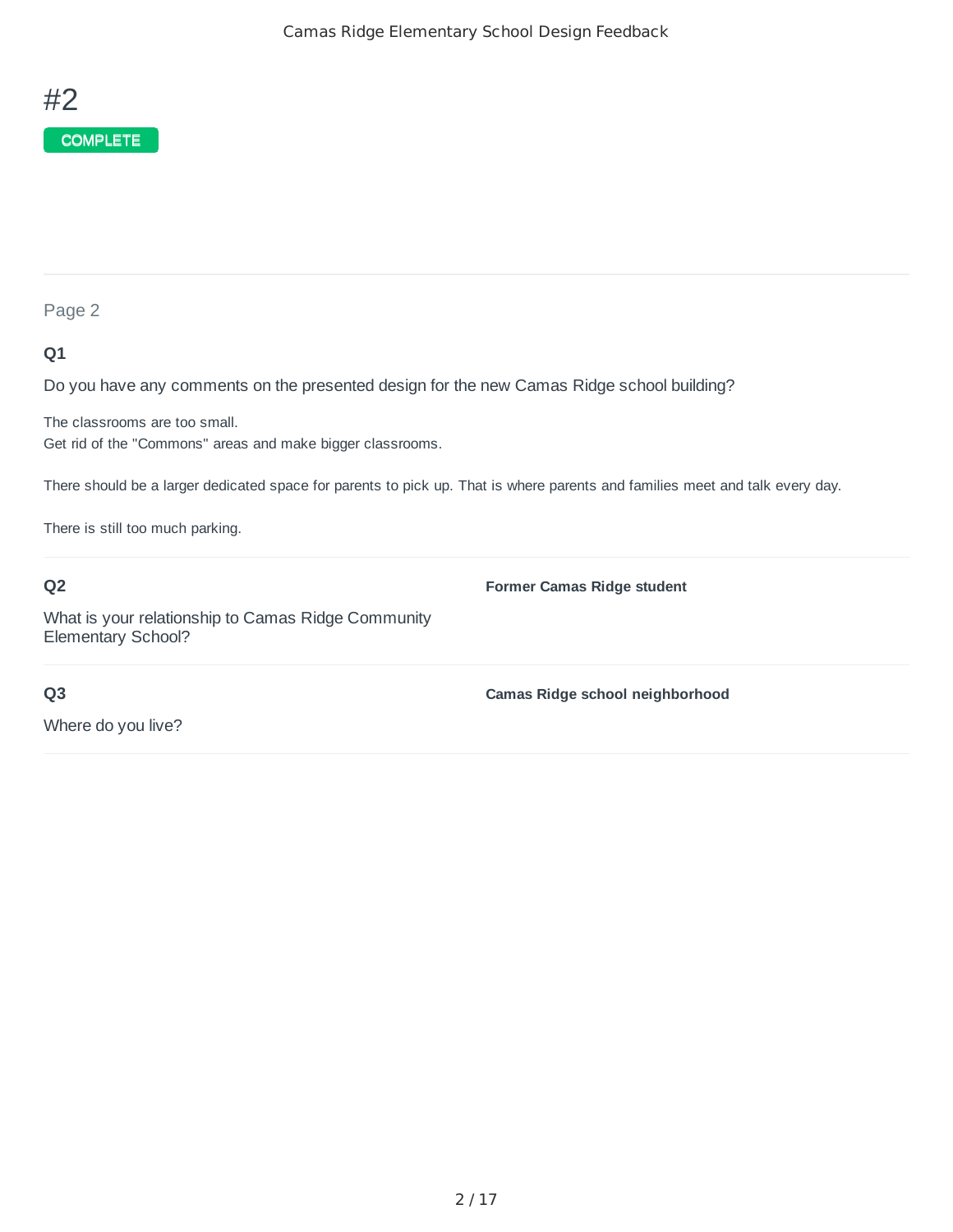# #2

COMPLETE

Page 2

**Q1**

Do you have any comments on the presented design for the new Camas Ridge school building?

The classrooms are too small.
Get rid of the "Commons" areas and make bigger classrooms.

There should be a larger dedicated space for parents to pick up. That is where parents and families meet and talk every day.

There is still too much parking.

**Q2**

What is your relationship to Camas Ridge Community Elementary School?

**Former Camas Ridge student**

**Q3**

Where do you live?

**Camas Ridge school neighborhood**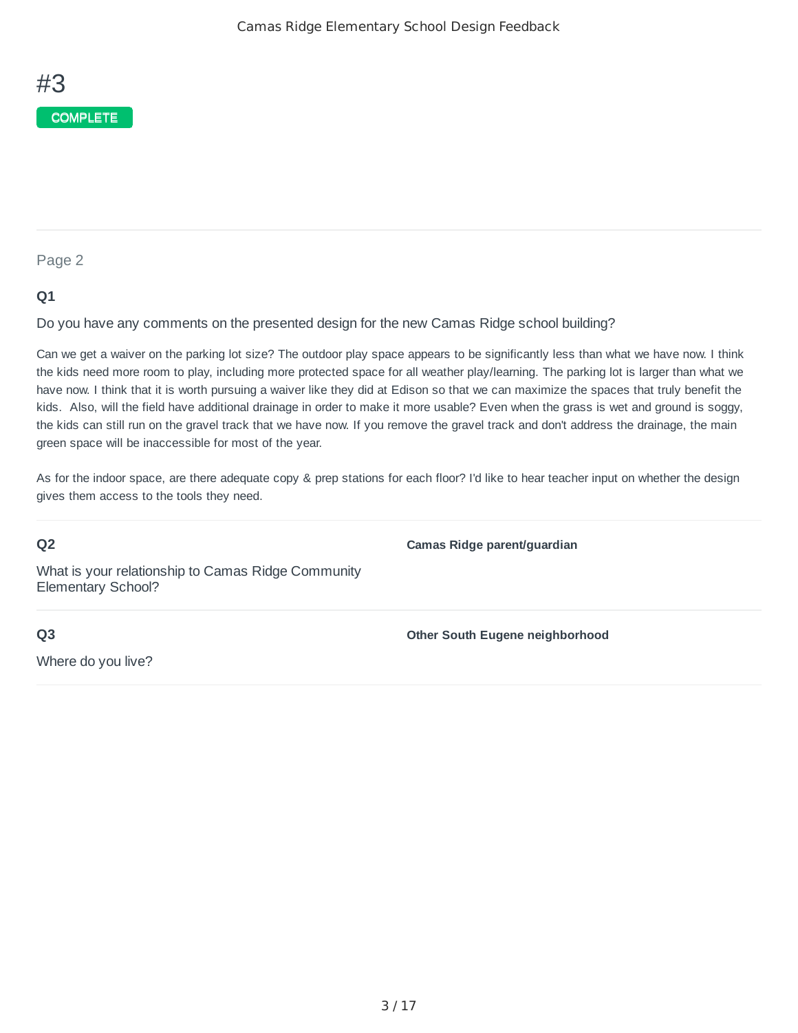# #3

COMPLETE

Page 2

**Q1**

Do you have any comments on the presented design for the new Camas Ridge school building?

Can we get a waiver on the parking lot size? The outdoor play space appears to be significantly less than what we have now. I think the kids need more room to play, including more protected space for all weather play/learning. The parking lot is larger than what we have now. I think that it is worth pursuing a waiver like they did at Edison so that we can maximize the spaces that truly benefit the kids. Also, will the field have additional drainage in order to make it more usable? Even when the grass is wet and ground is soggy, the kids can still run on the gravel track that we have now. If you remove the gravel track and don't address the drainage, the main green space will be inaccessible for most of the year.

As for the indoor space, are there adequate copy & prep stations for each floor? I'd like to hear teacher input on whether the design gives them access to the tools they need.

**Q2**

What is your relationship to Camas Ridge Community Elementary School?

**Camas Ridge parent/guardian**

**Q3**

Where do you live?

**Other South Eugene neighborhood**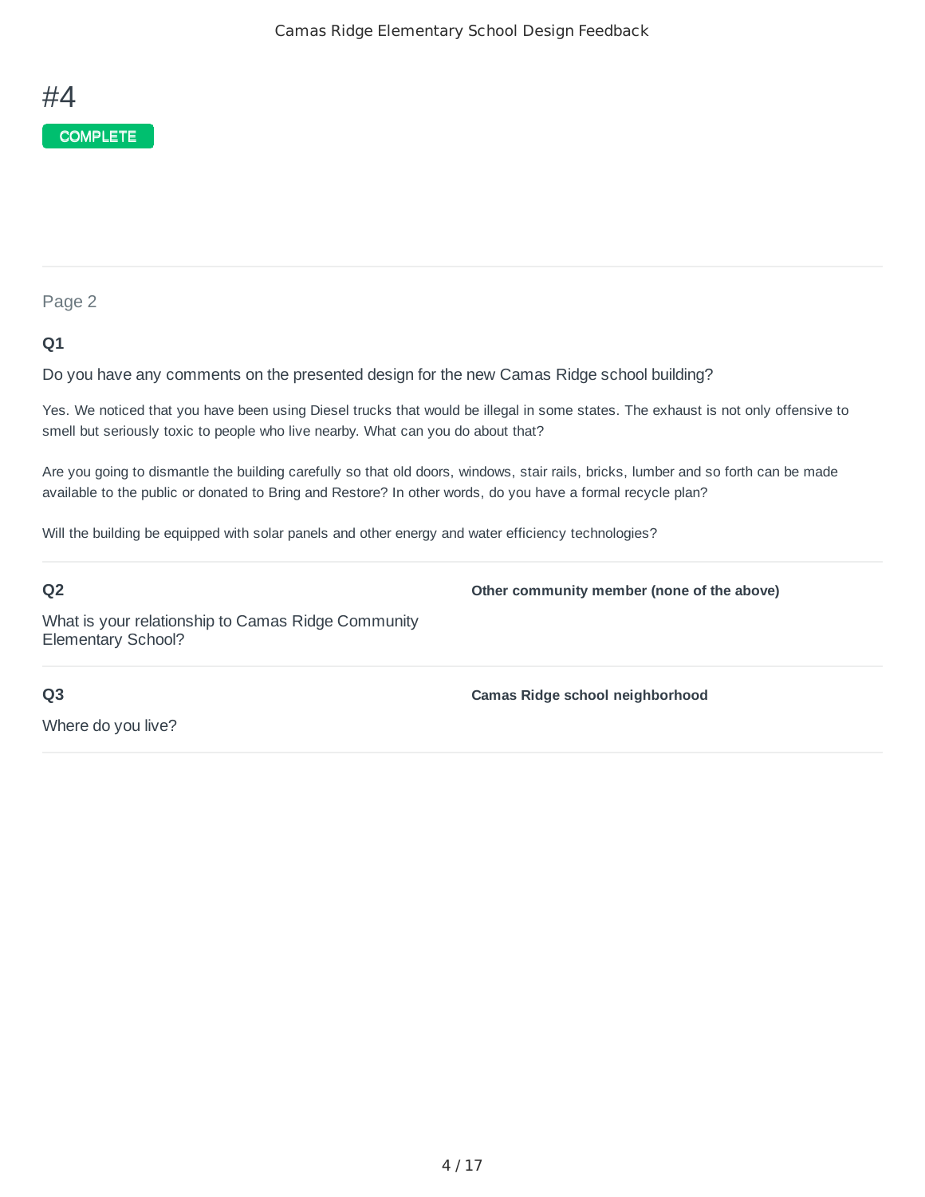# #4

COMPLETE

Page 2

**Q1**

Do you have any comments on the presented design for the new Camas Ridge school building?

Yes. We noticed that you have been using Diesel trucks that would be illegal in some states. The exhaust is not only offensive to smell but seriously toxic to people who live nearby. What can you do about that?

Are you going to dismantle the building carefully so that old doors, windows, stair rails, bricks, lumber and so forth can be made available to the public or donated to Bring and Restore? In other words, do you have a formal recycle plan?

Will the building be equipped with solar panels and other energy and water efficiency technologies?

**Q2**

What is your relationship to Camas Ridge Community Elementary School?

**Other community member (none of the above)**

**Q3**

Where do you live?

**Camas Ridge school neighborhood**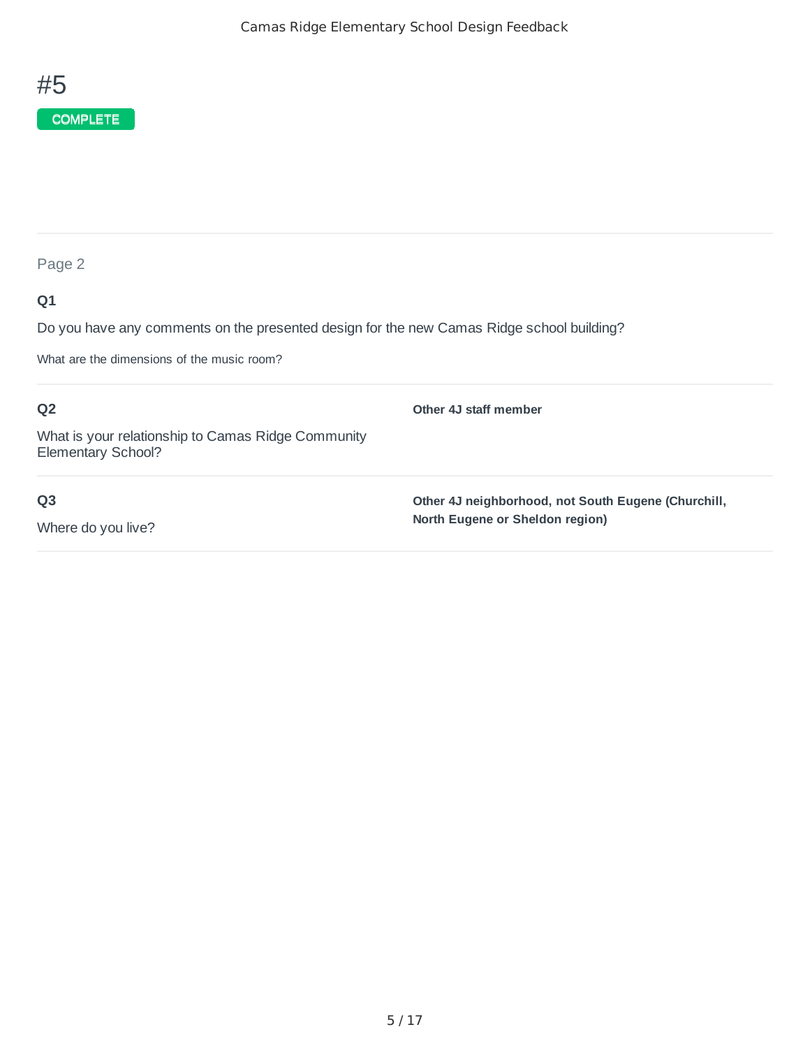# #5

COMPLETE

Page 2

**Q1**

Do you have any comments on the presented design for the new Camas Ridge school building?

What are the dimensions of the music room?

**Q2**

What is your relationship to Camas Ridge Community Elementary School?

**Other 4J staff member**

**Q3**

Where do you live?

**Other 4J neighborhood, not South Eugene (Churchill, North Eugene or Sheldon region)**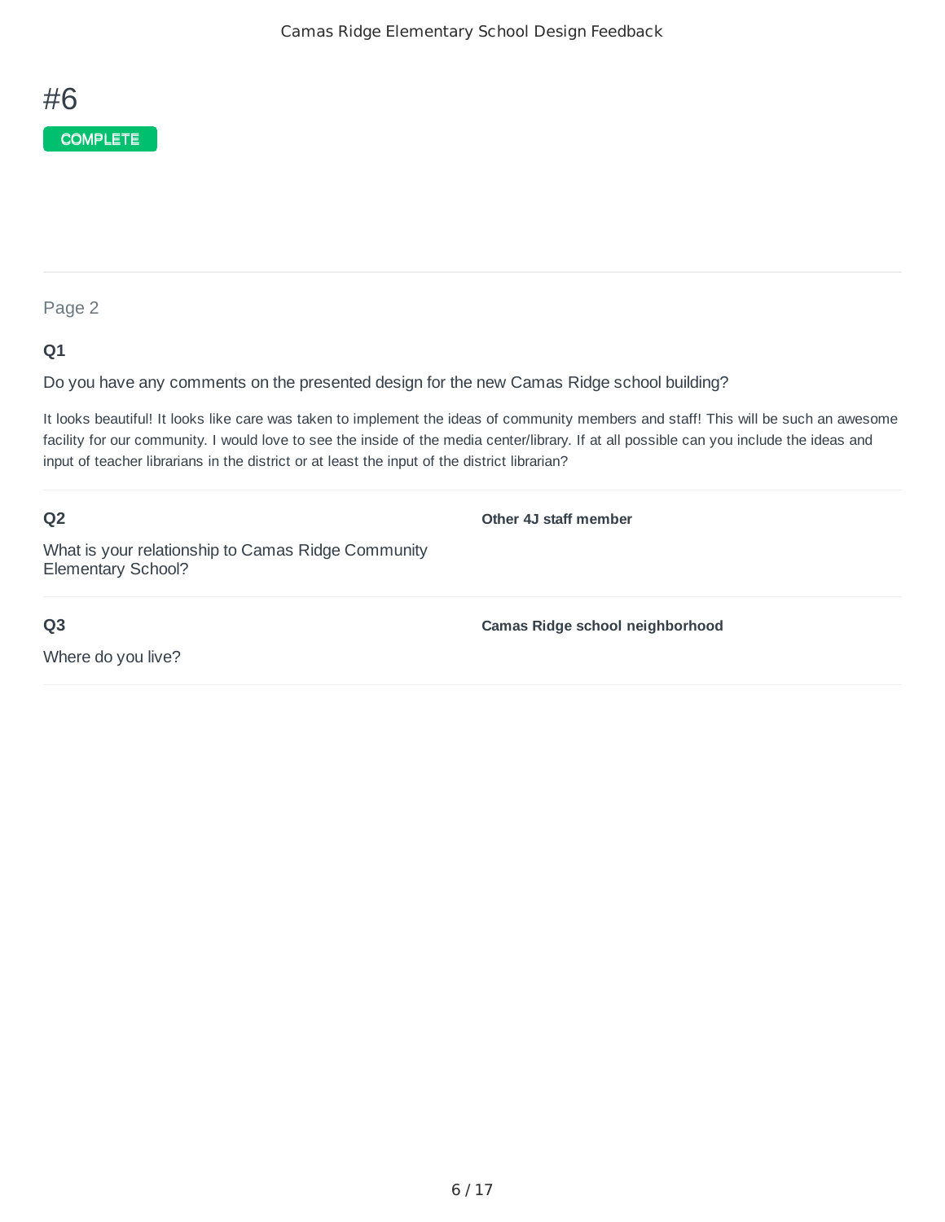# #6

COMPLETE

Page 2

**Q1**

Do you have any comments on the presented design for the new Camas Ridge school building?

It looks beautiful! It looks like care was taken to implement the ideas of community members and staff! This will be such an awesome facility for our community. I would love to see the inside of the media center/library. If at all possible can you include the ideas and input of teacher librarians in the district or at least the input of the district librarian?

**Q2**

What is your relationship to Camas Ridge Community Elementary School?

**Other 4J staff member**

**Q3**

Where do you live?

**Camas Ridge school neighborhood**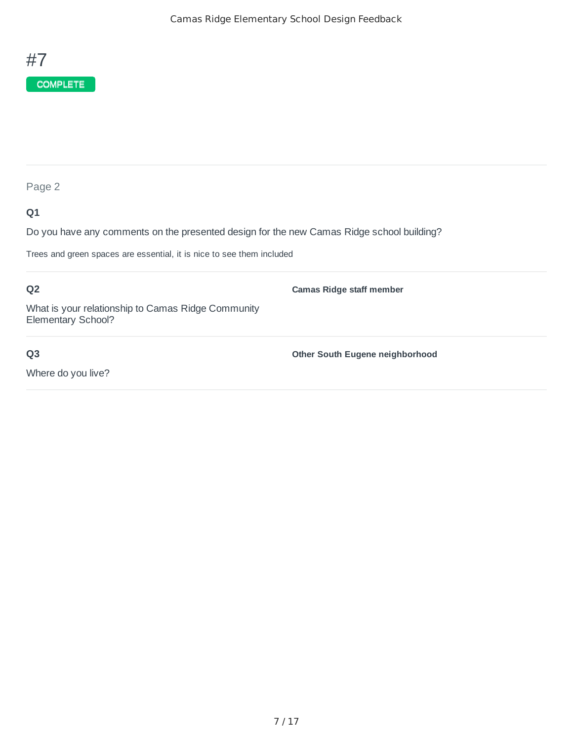# #7

COMPLETE

Page 2

**Q1**

Do you have any comments on the presented design for the new Camas Ridge school building?

Trees and green spaces are essential, it is nice to see them included

**Q2**

What is your relationship to Camas Ridge Community Elementary School?

**Camas Ridge staff member**

**Q3**

Where do you live?

**Other South Eugene neighborhood**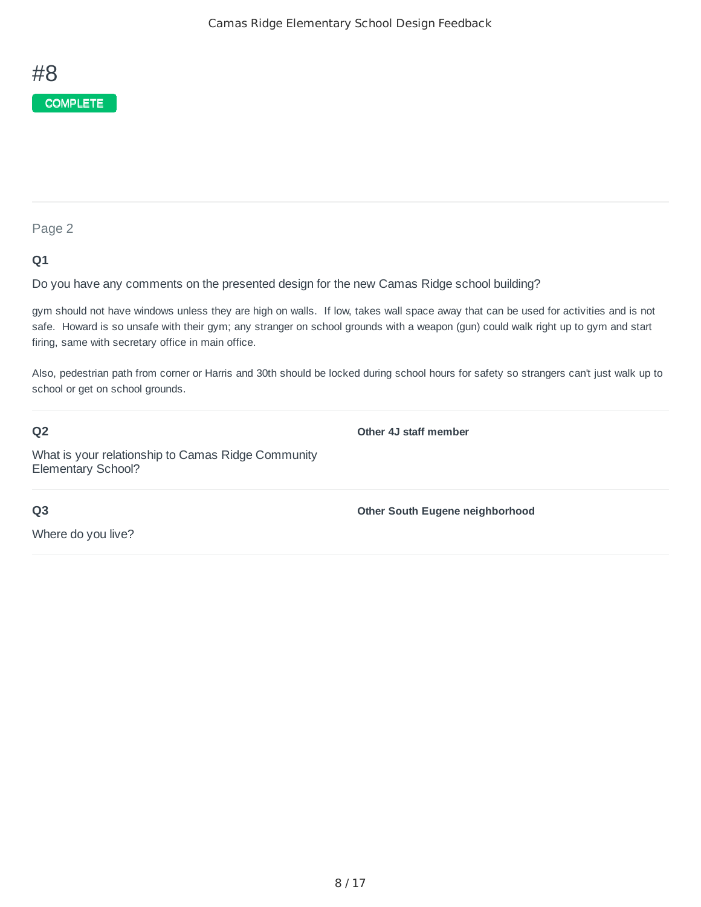# #8

COMPLETE

## Page 2

**Q1**

Do you have any comments on the presented design for the new Camas Ridge school building?

gym should not have windows unless they are high on walls.  If low, takes wall space away that can be used for activities and is not safe.  Howard is so unsafe with their gym; any stranger on school grounds with a weapon (gun) could walk right up to gym and start firing, same with secretary office in main office.

Also, pedestrian path from corner or Harris and 30th should be locked during school hours for safety so strangers can't just walk up to school or get on school grounds.

**Q2**

What is your relationship to Camas Ridge Community Elementary School?

**Other 4J staff member**

**Q3**

Where do you live?

**Other South Eugene neighborhood**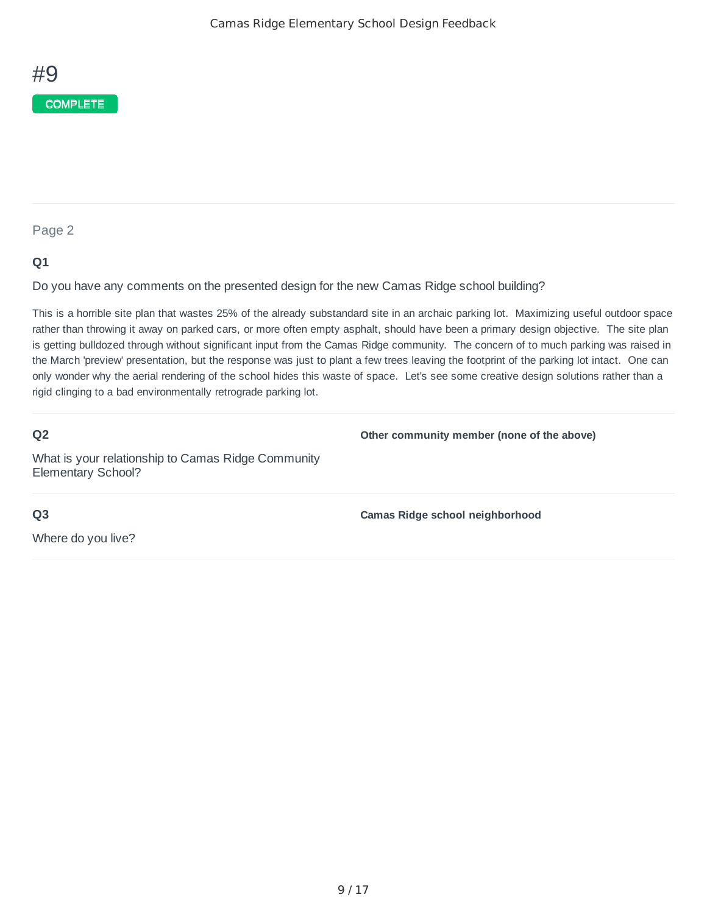# #9

COMPLETE

Page 2

**Q1**

Do you have any comments on the presented design for the new Camas Ridge school building?

This is a horrible site plan that wastes 25% of the already substandard site in an archaic parking lot.  Maximizing useful outdoor space rather than throwing it away on parked cars, or more often empty asphalt, should have been a primary design objective.  The site plan is getting bulldozed through without significant input from the Camas Ridge community.  The concern of to much parking was raised in the March 'preview' presentation, but the response was just to plant a few trees leaving the footprint of the parking lot intact.  One can only wonder why the aerial rendering of the school hides this waste of space.  Let's see some creative design solutions rather than a rigid clinging to a bad environmentally retrograde parking lot.

**Q2**

What is your relationship to Camas Ridge Community Elementary School?

**Other community member (none of the above)**

**Q3**

Where do you live?

**Camas Ridge school neighborhood**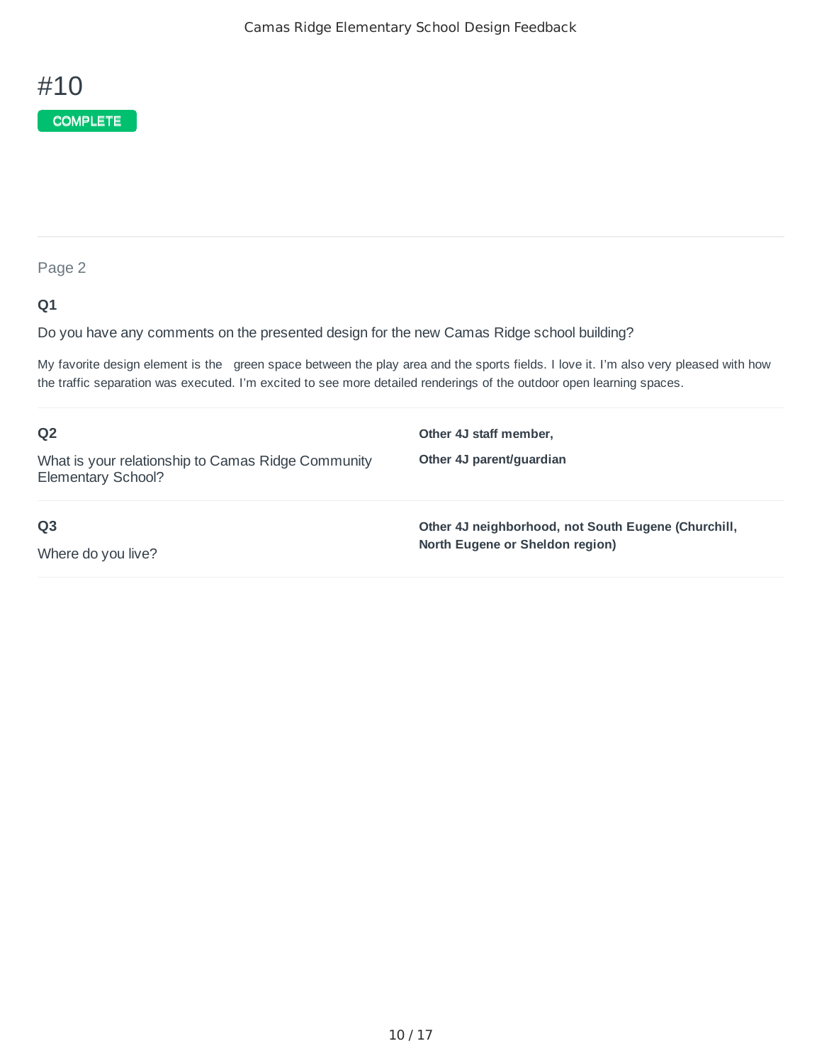# #10

COMPLETE

Page 2

**Q1**

Do you have any comments on the presented design for the new Camas Ridge school building?

My favorite design element is the  green space between the play area and the sports fields. I love it. I'm also very pleased with how the traffic separation was executed. I'm excited to see more detailed renderings of the outdoor open learning spaces.

**Q2**

What is your relationship to Camas Ridge Community Elementary School?

**Other 4J staff member,**

**Other 4J parent/guardian**

**Q3**

Where do you live?

**Other 4J neighborhood, not South Eugene (Churchill, North Eugene or Sheldon region)**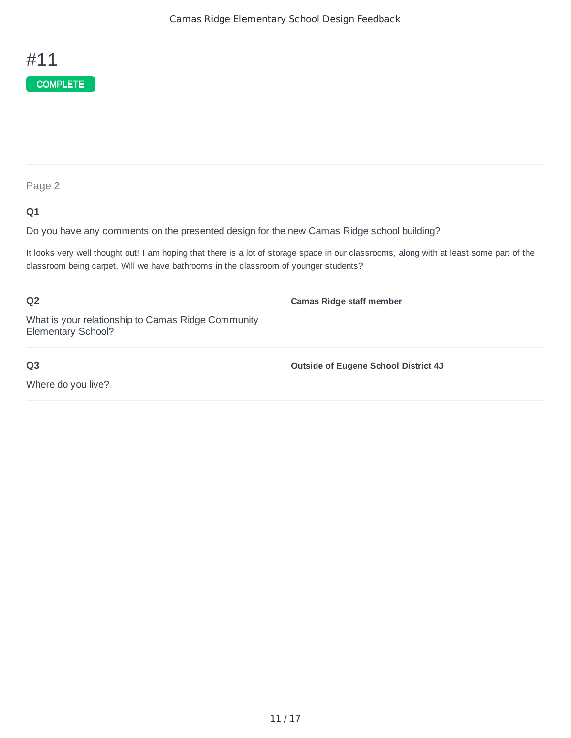# #11

COMPLETE

Page 2

**Q1**

Do you have any comments on the presented design for the new Camas Ridge school building?

It looks very well thought out! I am hoping that there is a lot of storage space in our classrooms, along with at least some part of the classroom being carpet. Will we have bathrooms in the classroom of younger students?

**Q2**

What is your relationship to Camas Ridge Community Elementary School?

**Camas Ridge staff member**

**Q3**

Where do you live?

**Outside of Eugene School District 4J**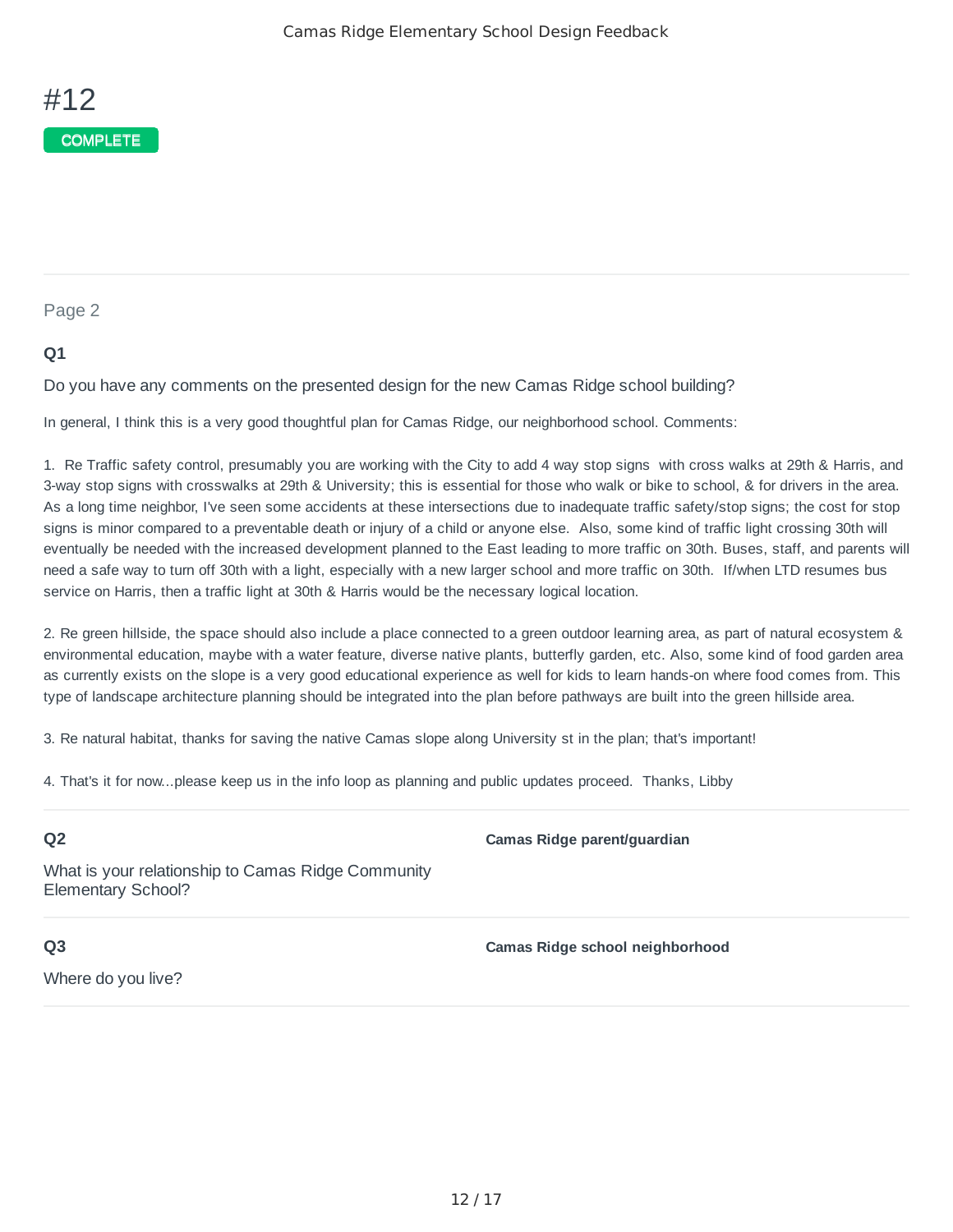# #12

COMPLETE

## Page 2

**Q1**

Do you have any comments on the presented design for the new Camas Ridge school building?

In general, I think this is a very good thoughtful plan for Camas Ridge, our neighborhood school. Comments:

1. Re Traffic safety control, presumably you are working with the City to add 4 way stop signs with cross walks at 29th & Harris, and 3-way stop signs with crosswalks at 29th & University; this is essential for those who walk or bike to school, & for drivers in the area. As a long time neighbor, I've seen some accidents at these intersections due to inadequate traffic safety/stop signs; the cost for stop signs is minor compared to a preventable death or injury of a child or anyone else. Also, some kind of traffic light crossing 30th will eventually be needed with the increased development planned to the East leading to more traffic on 30th. Buses, staff, and parents will need a safe way to turn off 30th with a light, especially with a new larger school and more traffic on 30th. If/when LTD resumes bus service on Harris, then a traffic light at 30th & Harris would be the necessary logical location.

2. Re green hillside, the space should also include a place connected to a green outdoor learning area, as part of natural ecosystem & environmental education, maybe with a water feature, diverse native plants, butterfly garden, etc. Also, some kind of food garden area as currently exists on the slope is a very good educational experience as well for kids to learn hands-on where food comes from. This type of landscape architecture planning should be integrated into the plan before pathways are built into the green hillside area.

3. Re natural habitat, thanks for saving the native Camas slope along University st in the plan; that's important!

4. That's it for now...please keep us in the info loop as planning and public updates proceed. Thanks, Libby

**Q2**

What is your relationship to Camas Ridge Community Elementary School?

**Camas Ridge parent/guardian**

**Q3**

Where do you live?

**Camas Ridge school neighborhood**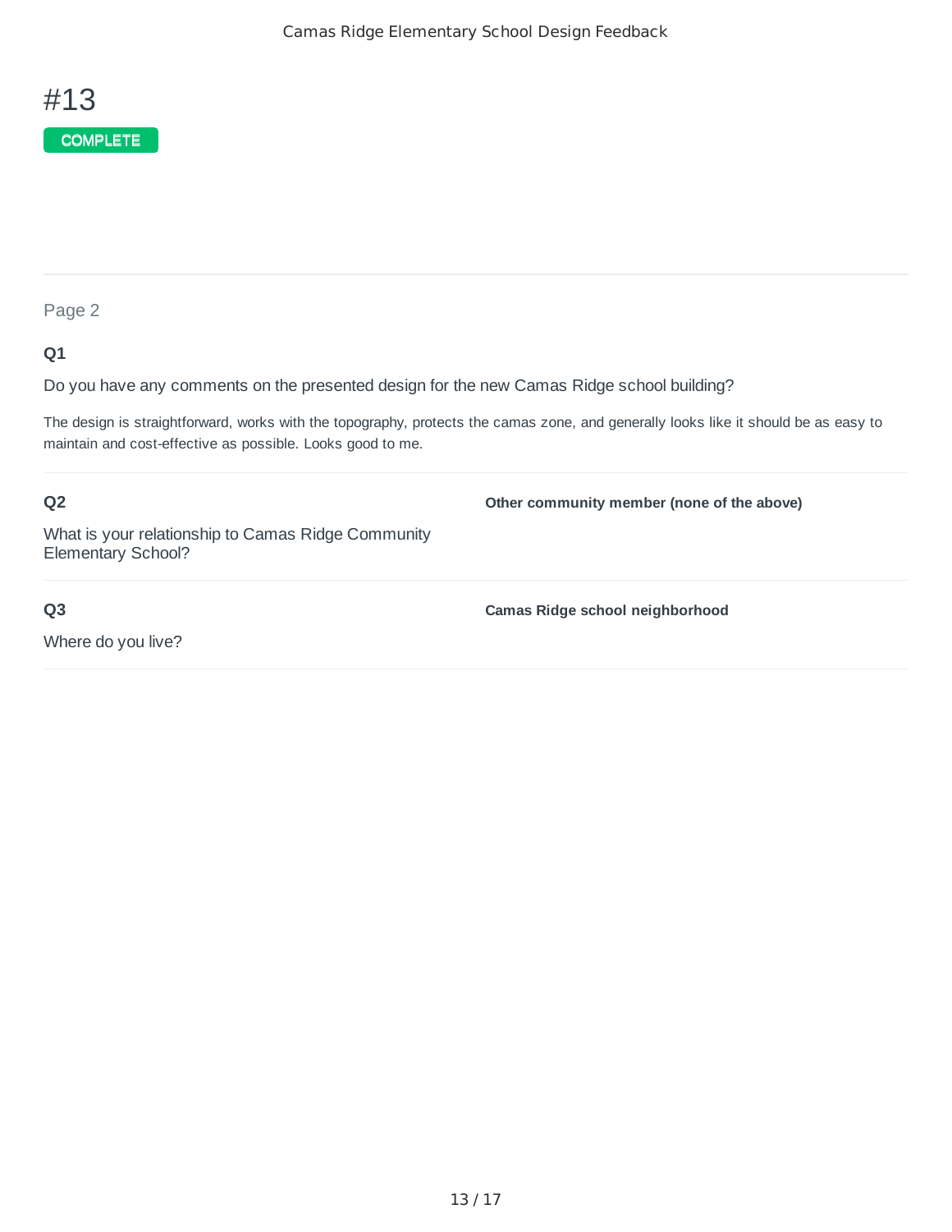# #13

COMPLETE

Page 2

**Q1**

Do you have any comments on the presented design for the new Camas Ridge school building?

The design is straightforward, works with the topography, protects the camas zone, and generally looks like it should be as easy to maintain and cost-effective as possible. Looks good to me.

**Q2**

What is your relationship to Camas Ridge Community Elementary School?

**Other community member (none of the above)**

**Q3**

Where do you live?

**Camas Ridge school neighborhood**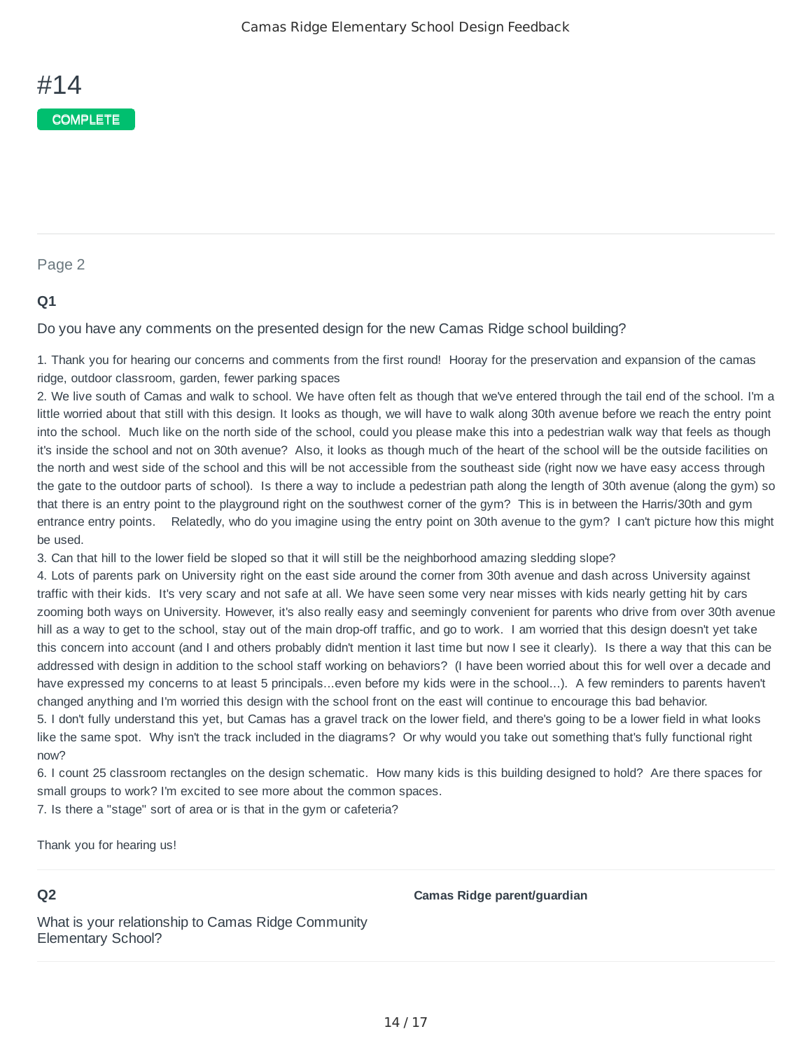# #14

COMPLETE

Page 2

**Q1**

Do you have any comments on the presented design for the new Camas Ridge school building?

1. Thank you for hearing our concerns and comments from the first round! Hooray for the preservation and expansion of the camas ridge, outdoor classroom, garden, fewer parking spaces
2. We live south of Camas and walk to school. We have often felt as though that we've entered through the tail end of the school. I'm a little worried about that still with this design. It looks as though, we will have to walk along 30th avenue before we reach the entry point into the school. Much like on the north side of the school, could you please make this into a pedestrian walk way that feels as though it's inside the school and not on 30th avenue? Also, it looks as though much of the heart of the school will be the outside facilities on the north and west side of the school and this will be not accessible from the southeast side (right now we have easy access through the gate to the outdoor parts of school). Is there a way to include a pedestrian path along the length of 30th avenue (along the gym) so that there is an entry point to the playground right on the southwest corner of the gym? This is in between the Harris/30th and gym entrance entry points. Relatedly, who do you imagine using the entry point on 30th avenue to the gym? I can't picture how this might be used.
3. Can that hill to the lower field be sloped so that it will still be the neighborhood amazing sledding slope?
4. Lots of parents park on University right on the east side around the corner from 30th avenue and dash across University against traffic with their kids. It's very scary and not safe at all. We have seen some very near misses with kids nearly getting hit by cars zooming both ways on University. However, it's also really easy and seemingly convenient for parents who drive from over 30th avenue hill as a way to get to the school, stay out of the main drop-off traffic, and go to work. I am worried that this design doesn't yet take this concern into account (and I and others probably didn't mention it last time but now I see it clearly). Is there a way that this can be addressed with design in addition to the school staff working on behaviors? (I have been worried about this for well over a decade and have expressed my concerns to at least 5 principals...even before my kids were in the school...). A few reminders to parents haven't changed anything and I'm worried this design with the school front on the east will continue to encourage this bad behavior.
5. I don't fully understand this yet, but Camas has a gravel track on the lower field, and there's going to be a lower field in what looks like the same spot. Why isn't the track included in the diagrams? Or why would you take out something that's fully functional right now?
6. I count 25 classroom rectangles on the design schematic. How many kids is this building designed to hold? Are there spaces for small groups to work? I'm excited to see more about the common spaces.
7. Is there a "stage" sort of area or is that in the gym or cafeteria?

Thank you for hearing us!

**Q2**

What is your relationship to Camas Ridge Community Elementary School?

**Camas Ridge parent/guardian**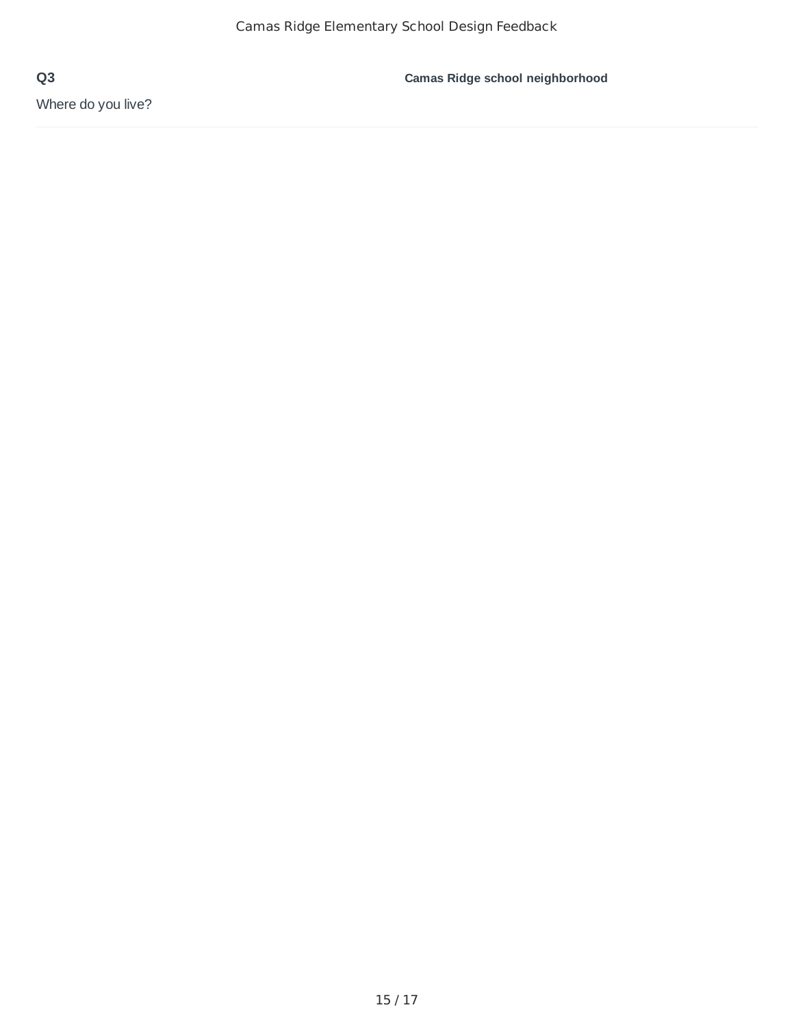**Q3**

Where do you live?

**Camas Ridge school neighborhood**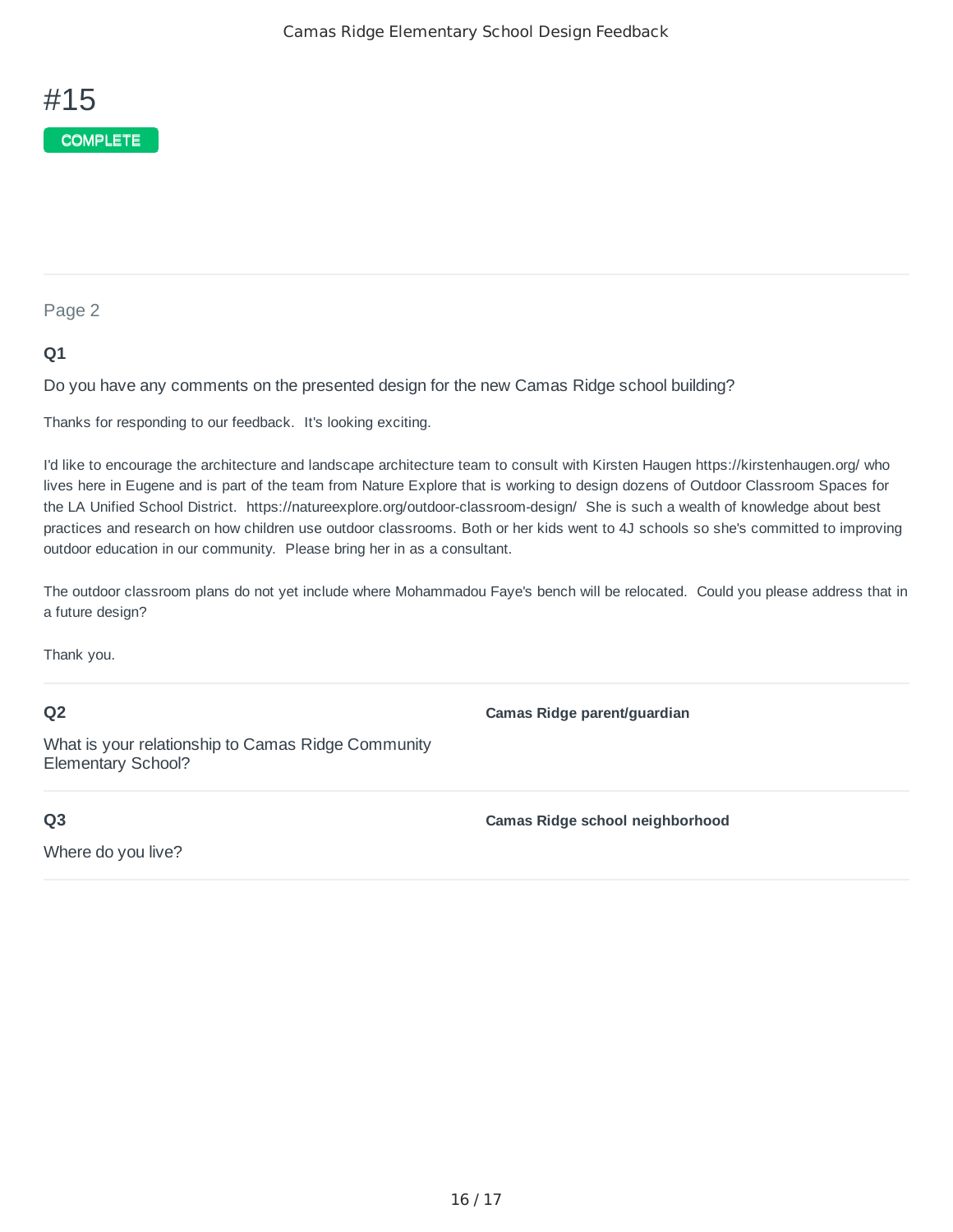# #15

COMPLETE

Page 2

**Q1**

Do you have any comments on the presented design for the new Camas Ridge school building?

Thanks for responding to our feedback.  It's looking exciting.

I'd like to encourage the architecture and landscape architecture team to consult with Kirsten Haugen https://kirstenhaugen.org/ who lives here in Eugene and is part of the team from Nature Explore that is working to design dozens of Outdoor Classroom Spaces for the LA Unified School District.  https://natureexplore.org/outdoor-classroom-design/  She is such a wealth of knowledge about best practices and research on how children use outdoor classrooms. Both or her kids went to 4J schools so she's committed to improving outdoor education in our community.  Please bring her in as a consultant.

The outdoor classroom plans do not yet include where Mohammadou Faye's bench will be relocated.  Could you please address that in a future design?

Thank you.

**Q2**

What is your relationship to Camas Ridge Community Elementary School?

**Camas Ridge parent/guardian**

**Q3**

Where do you live?

**Camas Ridge school neighborhood**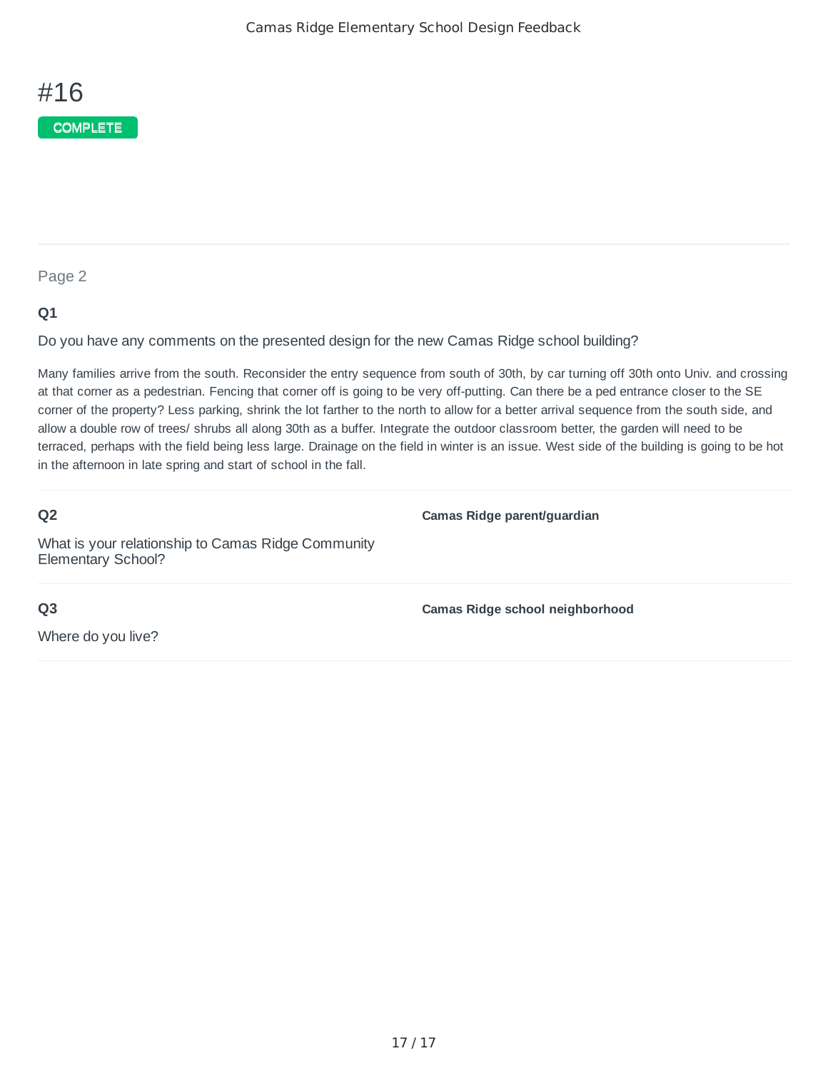# #16

COMPLETE

Page 2

**Q1**

Do you have any comments on the presented design for the new Camas Ridge school building?

Many families arrive from the south. Reconsider the entry sequence from south of 30th, by car turning off 30th onto Univ. and crossing at that corner as a pedestrian. Fencing that corner off is going to be very off-putting. Can there be a ped entrance closer to the SE corner of the property? Less parking, shrink the lot farther to the north to allow for a better arrival sequence from the south side, and allow a double row of trees/ shrubs all along 30th as a buffer. Integrate the outdoor classroom better, the garden will need to be terraced, perhaps with the field being less large. Drainage on the field in winter is an issue. West side of the building is going to be hot in the afternoon in late spring and start of school in the fall.

**Q2**

What is your relationship to Camas Ridge Community Elementary School?

**Camas Ridge parent/guardian**

**Q3**

Where do you live?

**Camas Ridge school neighborhood**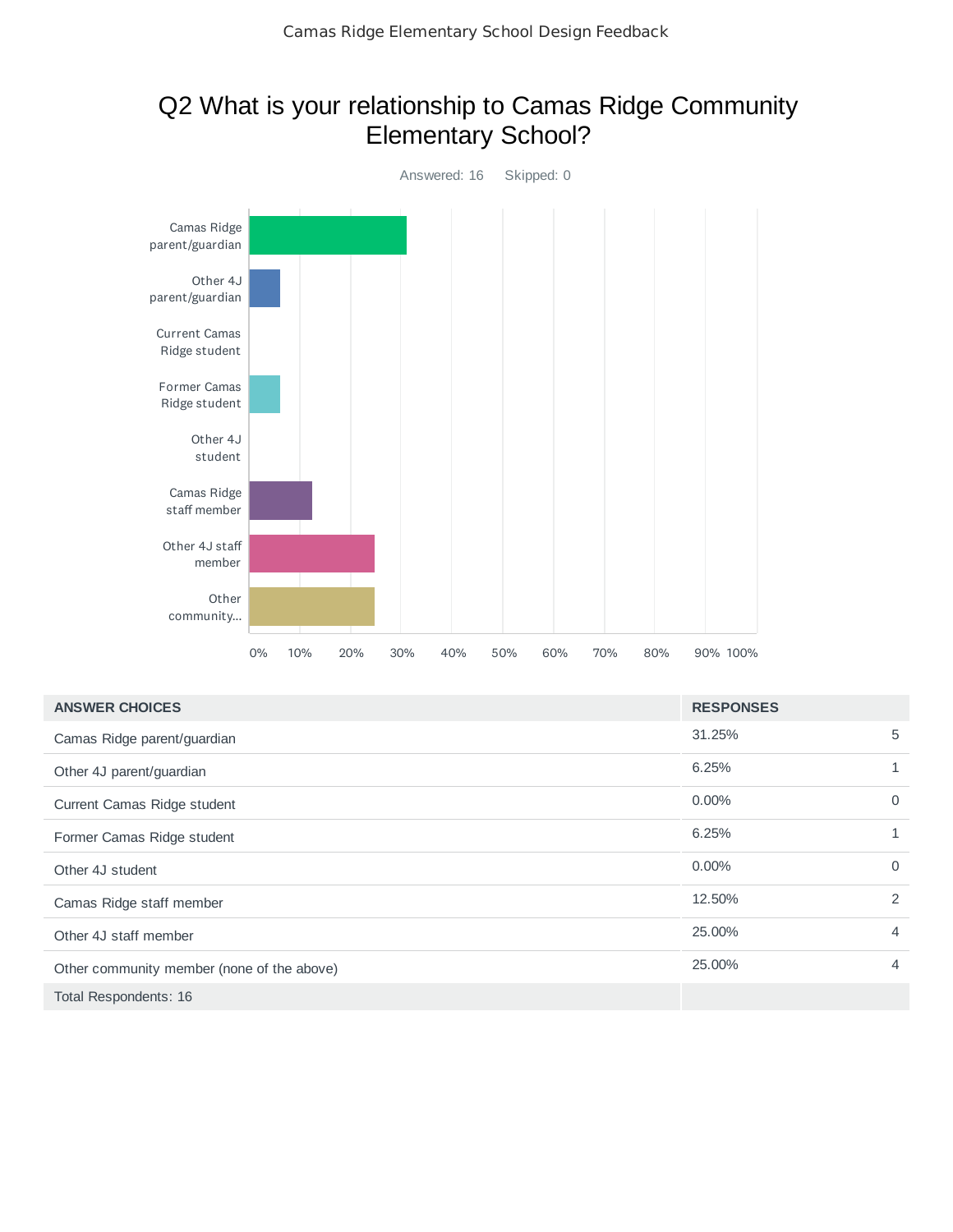# Q2 What is your relationship to Camas Ridge Community Elementary School?

Answered: 16 Skipped: 0

| ANSWER CHOICES | RESPONSES | |
|---|---|---|
| Camas Ridge parent/guardian | 31.25% | 5 |
| Other 4J parent/guardian | 6.25% | 1 |
| Current Camas Ridge student | 0.00% | 0 |
| Former Camas Ridge student | 6.25% | 1 |
| Other 4J student | 0.00% | 0 |
| Camas Ridge staff member | 12.50% | 2 |
| Other 4J staff member | 25.00% | 4 |
| Other community member (none of the above) | 25.00% | 4 |
| Total Respondents: 16 | | |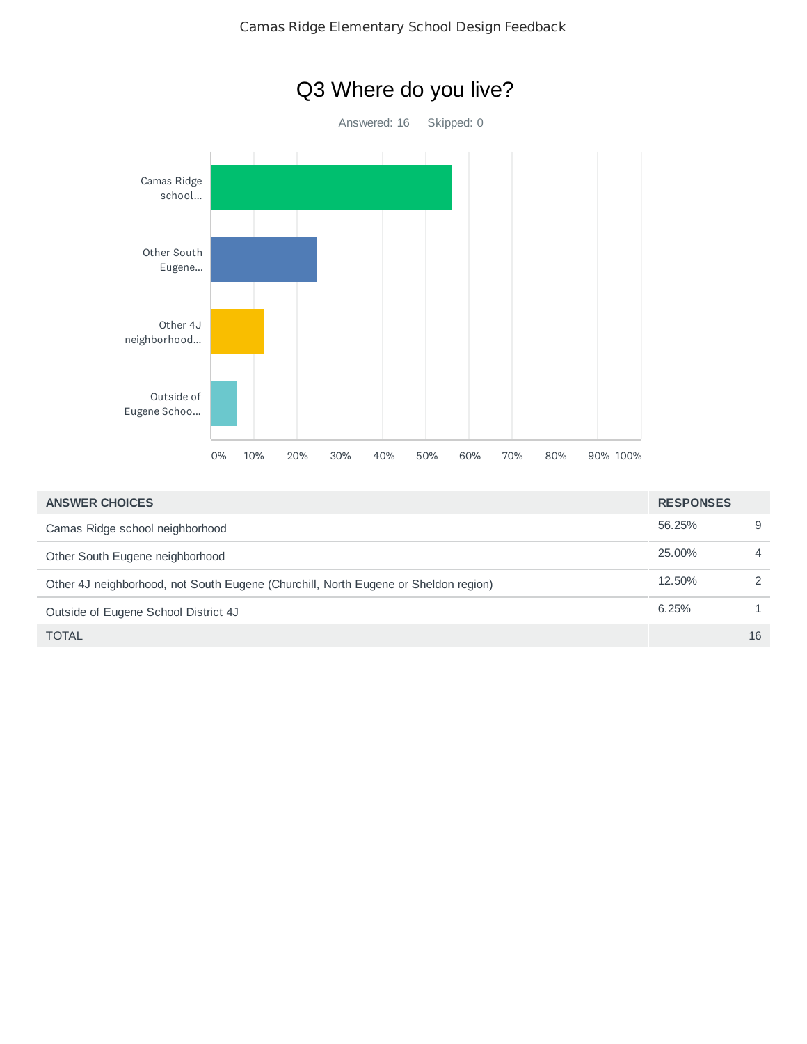## Q3 Where do you live?

Answered: 16 Skipped: 0

| ANSWER CHOICES | RESPONSES | |
|---|---|---|
| Camas Ridge school neighborhood | 56.25% | 9 |
| Other South Eugene neighborhood | 25.00% | 4 |
| Other 4J neighborhood, not South Eugene (Churchill, North Eugene or Sheldon region) | 12.50% | 2 |
| Outside of Eugene School District 4J | 6.25% | 1 |
| TOTAL | | 16 |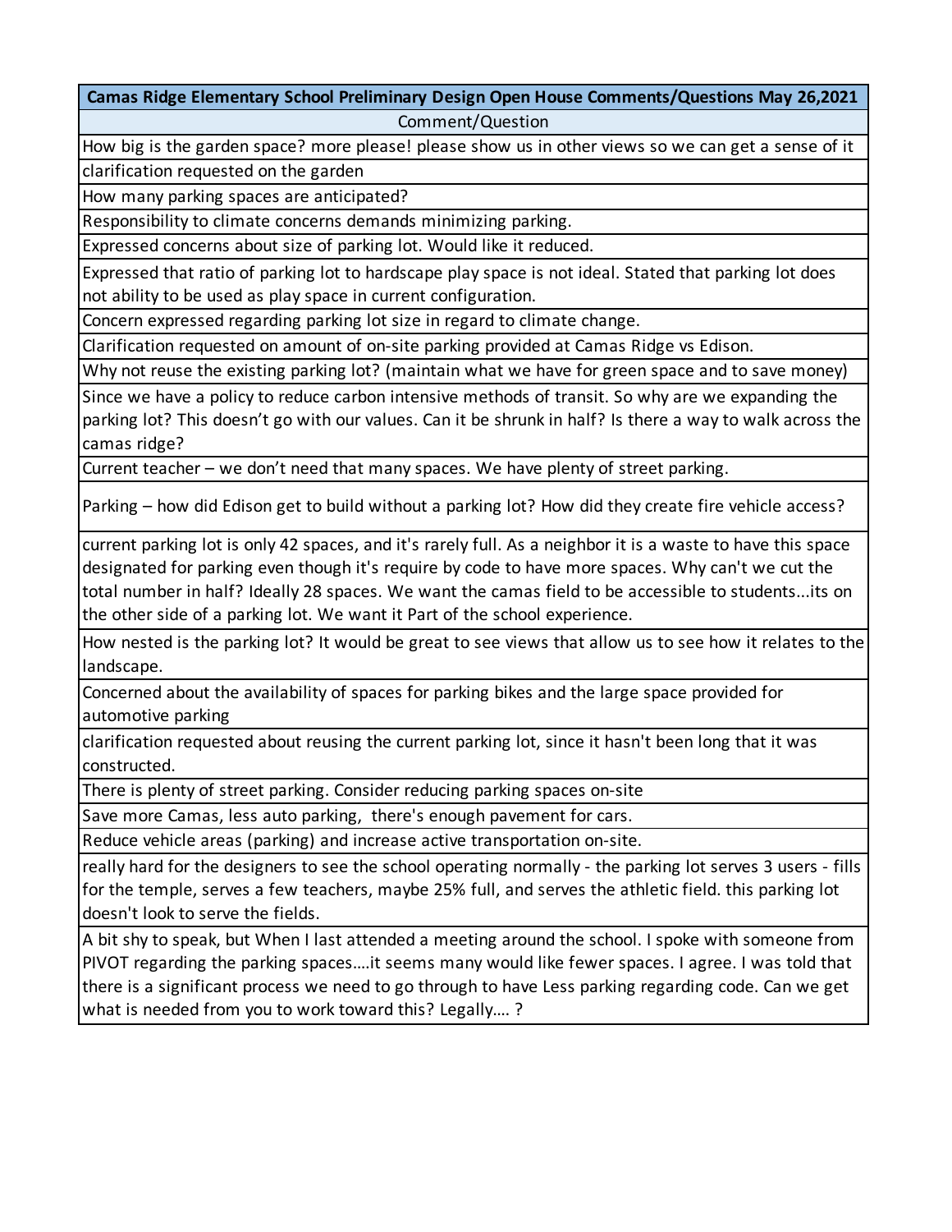| Camas Ridge Elementary School Preliminary Design Open House Comments/Questions May 26,2021 |
|---|
| Comment/Question |
| How big is the garden space? more please! please show us in other views so we can get a sense of it |
| clarification requested on the garden |
| How many parking spaces are anticipated? |
| Responsibility to climate concerns demands minimizing parking. |
| Expressed concerns about size of parking lot. Would like it reduced. |
| Expressed that ratio of parking lot to hardscape play space is not ideal. Stated that parking lot does not ability to be used as play space in current configuration. |
| Concern expressed regarding parking lot size in regard to climate change. |
| Clarification requested on amount of on-site parking provided at Camas Ridge vs Edison. |
| Why not reuse the existing parking lot? (maintain what we have for green space and to save money) |
| Since we have a policy to reduce carbon intensive methods of transit. So why are we expanding the parking lot? This doesn't go with our values. Can it be shrunk in half? Is there a way to walk across the camas ridge? |
| Current teacher – we don't need that many spaces. We have plenty of street parking. |
| Parking – how did Edison get to build without a parking lot? How did they create fire vehicle access? |
| current parking lot is only 42 spaces, and it's rarely full. As a neighbor it is a waste to have this space designated for parking even though it's require by code to have more spaces. Why can't we cut the total number in half? Ideally 28 spaces. We want the camas field to be accessible to students...its on the other side of a parking lot. We want it Part of the school experience. |
| How nested is the parking lot? It would be great to see views that allow us to see how it relates to the landscape. |
| Concerned about the availability of spaces for parking bikes and the large space provided for automotive parking |
| clarification requested about reusing the current parking lot, since it hasn't been long that it was constructed. |
| There is plenty of street parking. Consider reducing parking spaces on-site |
| Save more Camas, less auto parking, there's enough pavement for cars. |
| Reduce vehicle areas (parking) and increase active transportation on-site. |
| really hard for the designers to see the school operating normally - the parking lot serves 3 users - fills for the temple, serves a few teachers, maybe 25% full, and serves the athletic field. this parking lot doesn't look to serve the fields. |
| A bit shy to speak, but When I last attended a meeting around the school. I spoke with someone from PIVOT regarding the parking spaces….it seems many would like fewer spaces. I agree. I was told that there is a significant process we need to go through to have Less parking regarding code. Can we get what is needed from you to work toward this? Legally…. ? |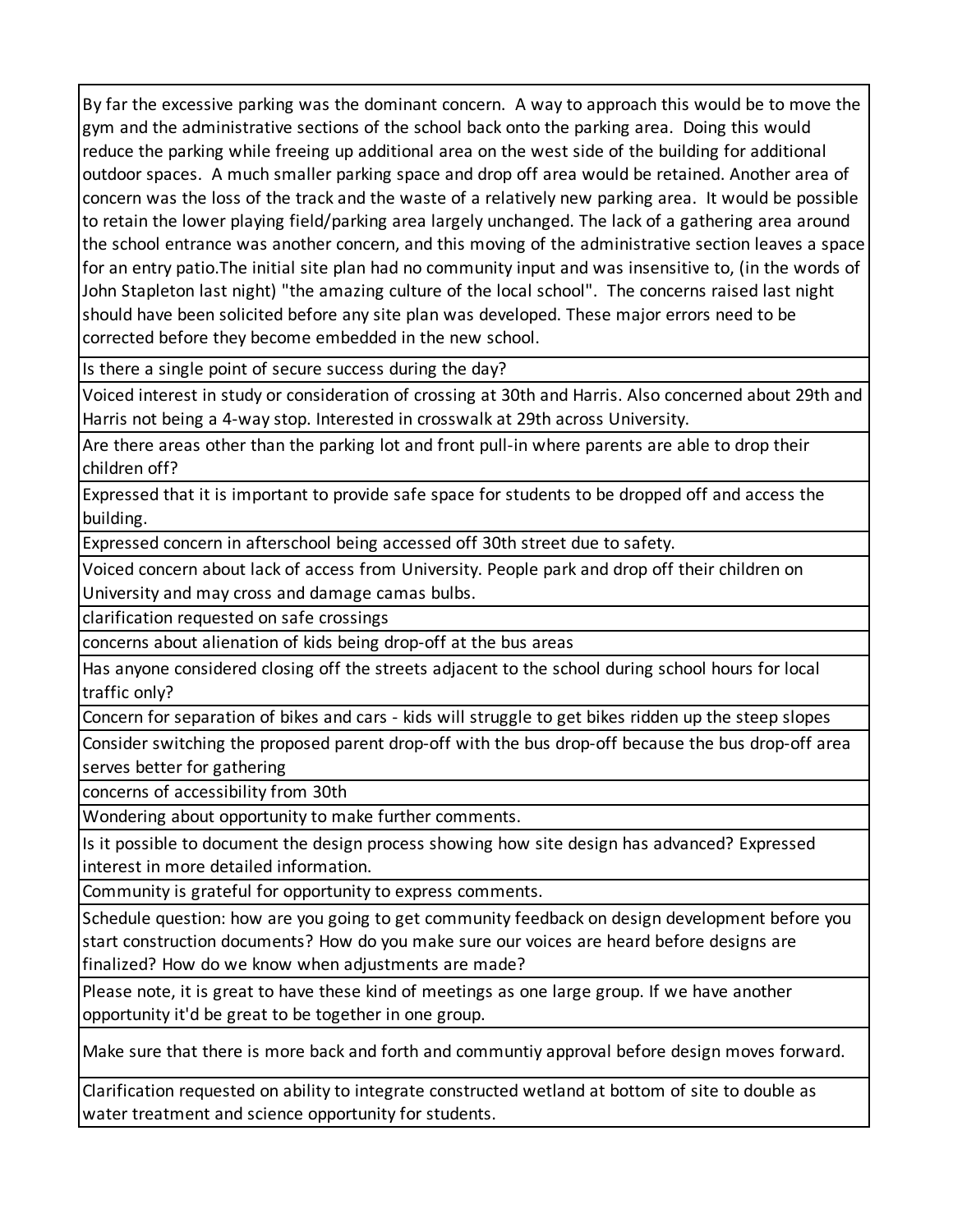| |
|---|
| By far the excessive parking was the dominant concern. A way to approach this would be to move the gym and the administrative sections of the school back onto the parking area. Doing this would reduce the parking while freeing up additional area on the west side of the building for additional outdoor spaces. A much smaller parking space and drop off area would be retained. Another area of concern was the loss of the track and the waste of a relatively new parking area. It would be possible to retain the lower playing field/parking area largely unchanged. The lack of a gathering area around the school entrance was another concern, and this moving of the administrative section leaves a space for an entry patio.The initial site plan had no community input and was insensitive to, (in the words of John Stapleton last night) "the amazing culture of the local school". The concerns raised last night should have been solicited before any site plan was developed. These major errors need to be corrected before they become embedded in the new school. |
| Is there a single point of secure success during the day? |
| Voiced interest in study or consideration of crossing at 30th and Harris. Also concerned about 29th and Harris not being a 4-way stop. Interested in crosswalk at 29th across University. |
| Are there areas other than the parking lot and front pull-in where parents are able to drop their children off? |
| Expressed that it is important to provide safe space for students to be dropped off and access the building. |
| Expressed concern in afterschool being accessed off 30th street due to safety. |
| Voiced concern about lack of access from University. People park and drop off their children on University and may cross and damage camas bulbs. |
| clarification requested on safe crossings |
| concerns about alienation of kids being drop-off at the bus areas |
| Has anyone considered closing off the streets adjacent to the school during school hours for local traffic only? |
| Concern for separation of bikes and cars - kids will struggle to get bikes ridden up the steep slopes |
| Consider switching the proposed parent drop-off with the bus drop-off because the bus drop-off area serves better for gathering |
| concerns of accessibility from 30th |
| Wondering about opportunity to make further comments. |
| Is it possible to document the design process showing how site design has advanced? Expressed interest in more detailed information. |
| Community is grateful for opportunity to express comments. |
| Schedule question: how are you going to get community feedback on design development before you start construction documents? How do you make sure our voices are heard before designs are finalized? How do we know when adjustments are made? |
| Please note, it is great to have these kind of meetings as one large group. If we have another opportunity it'd be great to be together in one group. |
| Make sure that there is more back and forth and communtiy approval before design moves forward. |
| Clarification requested on ability to integrate constructed wetland at bottom of site to double as water treatment and science opportunity for students. |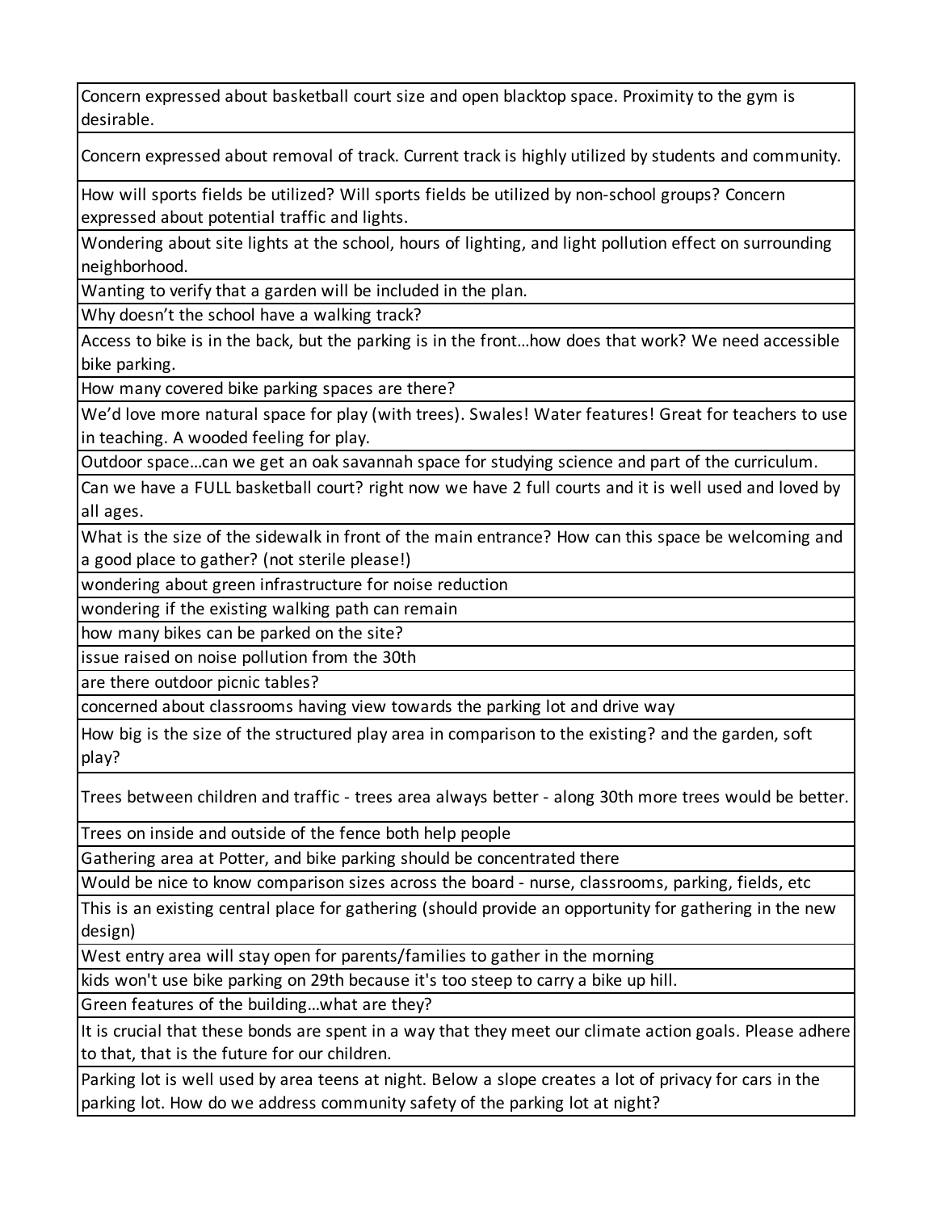| |
|---|
| Concern expressed about basketball court size and open blacktop space. Proximity to the gym is desirable. |
| Concern expressed about removal of track. Current track is highly utilized by students and community. |
| How will sports fields be utilized? Will sports fields be utilized by non-school groups? Concern expressed about potential traffic and lights. |
| Wondering about site lights at the school, hours of lighting, and light pollution effect on surrounding neighborhood. |
| Wanting to verify that a garden will be included in the plan. |
| Why doesn't the school have a walking track? |
| Access to bike is in the back, but the parking is in the front…how does that work? We need accessible bike parking. |
| How many covered bike parking spaces are there? |
| We'd love more natural space for play (with trees). Swales! Water features! Great for teachers to use in teaching. A wooded feeling for play. |
| Outdoor space…can we get an oak savannah space for studying science and part of the curriculum. |
| Can we have a FULL basketball court? right now we have 2 full courts and it is well used and loved by all ages. |
| What is the size of the sidewalk in front of the main entrance? How can this space be welcoming and a good place to gather? (not sterile please!) |
| wondering about green infrastructure for noise reduction |
| wondering if the existing walking path can remain |
| how many bikes can be parked on the site? |
| issue raised on noise pollution from the 30th |
| are there outdoor picnic tables? |
| concerned about classrooms having view towards the parking lot and drive way |
| How big is the size of the structured play area in comparison to the existing? and the garden, soft play? |
| Trees between children and traffic - trees area always better - along 30th more trees would be better. |
| Trees on inside and outside of the fence both help people |
| Gathering area at Potter, and bike parking should be concentrated there |
| Would be nice to know comparison sizes across the board - nurse, classrooms, parking, fields, etc |
| This is an existing central place for gathering (should provide an opportunity for gathering in the new design) |
| West entry area will stay open for parents/families to gather in the morning |
| kids won't use bike parking on 29th because it's too steep to carry a bike up hill. |
| Green features of the building…what are they? |
| It is crucial that these bonds are spent in a way that they meet our climate action goals. Please adhere to that, that is the future for our children. |
| Parking lot is well used by area teens at night. Below a slope creates a lot of privacy for cars in the parking lot. How do we address community safety of the parking lot at night? |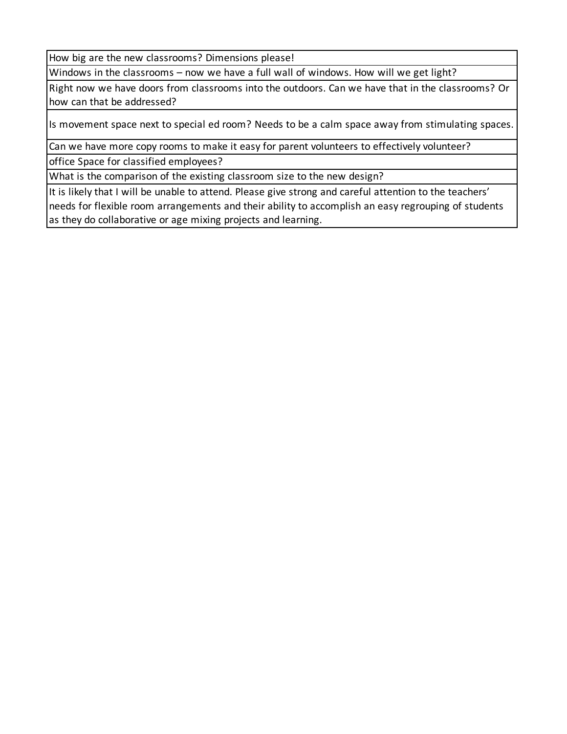| |
|---|
| How big are the new classrooms? Dimensions please! |
| Windows in the classrooms – now we have a full wall of windows. How will we get light? |
| Right now we have doors from classrooms into the outdoors. Can we have that in the classrooms? Or how can that be addressed? |
| Is movement space next to special ed room? Needs to be a calm space away from stimulating spaces. |
| Can we have more copy rooms to make it easy for parent volunteers to effectively volunteer? |
| office Space for classified employees? |
| What is the comparison of the existing classroom size to the new design? |
| It is likely that I will be unable to attend. Please give strong and careful attention to the teachers' needs for flexible room arrangements and their ability to accomplish an easy regrouping of students as they do collaborative or age mixing projects and learning. |